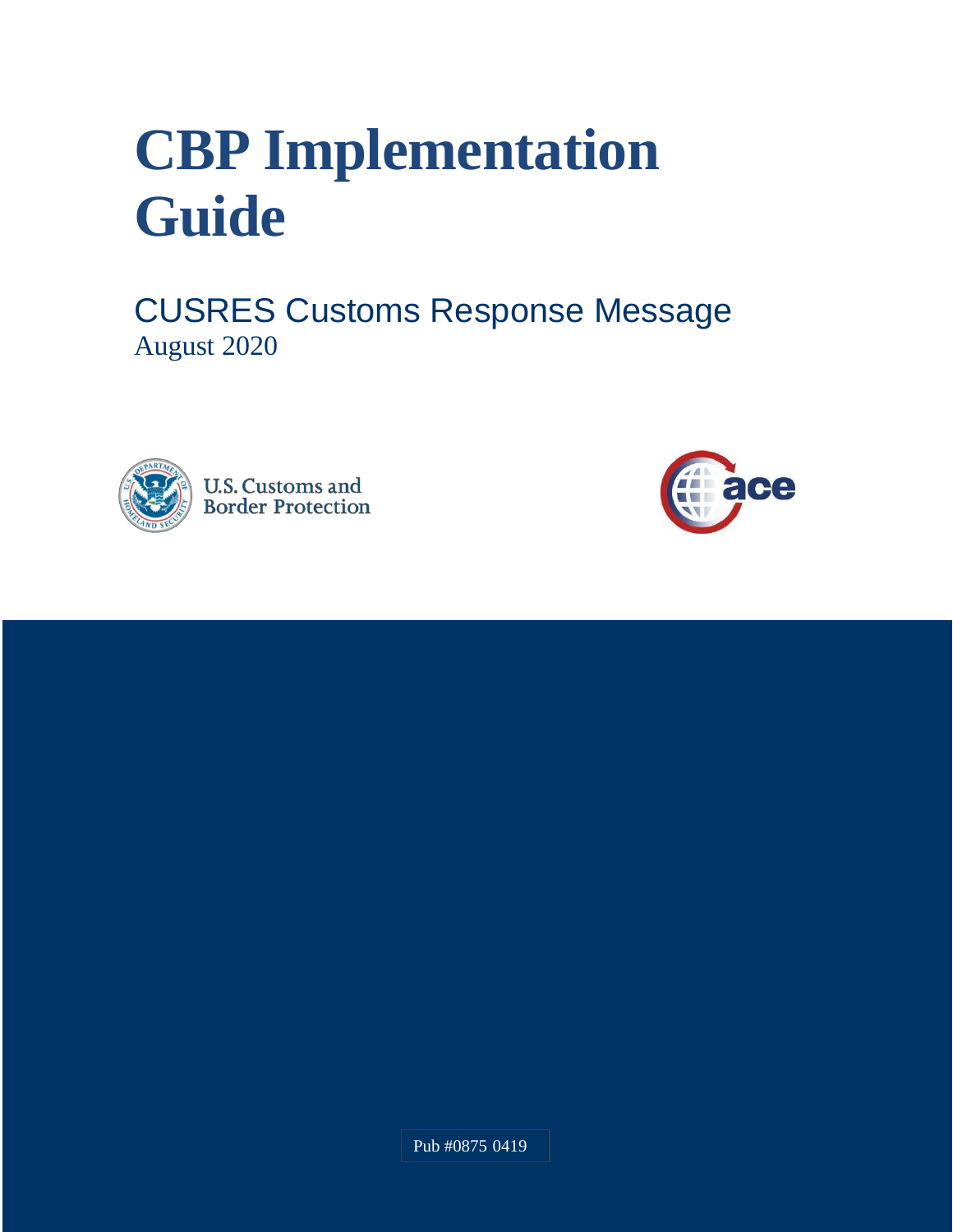# CBP Implementation Guide

## CUSRES Customs Response Message

August 2020

U.S. Customs and Border Protection

ace

Pub #0875 0419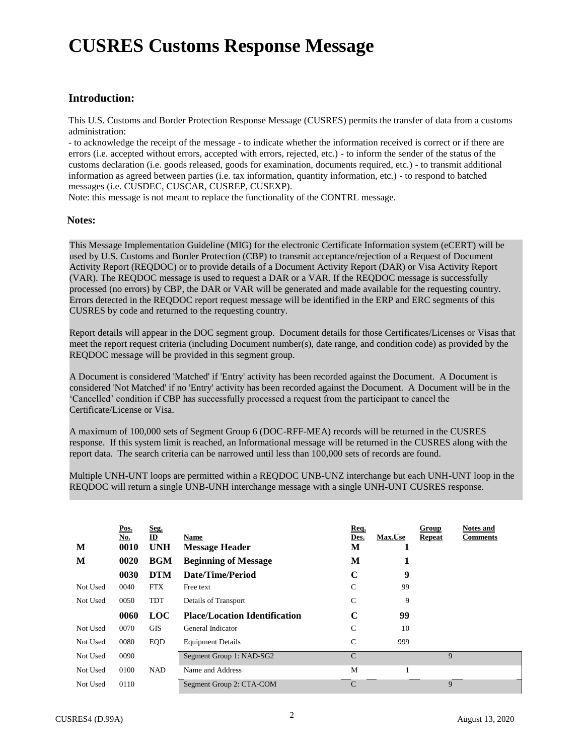# CUSRES Customs Response Message

## Introduction:

This U.S. Customs and Border Protection Response Message (CUSRES) permits the transfer of data from a customs administration:

- to acknowledge the receipt of the message - to indicate whether the information received is correct or if there are errors (i.e. accepted without errors, accepted with errors, rejected, etc.) - to inform the sender of the status of the customs declaration (i.e. goods released, goods for examination, documents required, etc.) - to transmit additional information as agreed between parties (i.e. tax information, quantity information, etc.) - to respond to batched messages (i.e. CUSDEC, CUSCAR, CUSREP, CUSEXP).

Note: this message is not meant to replace the functionality of the CONTRL message.

### Notes:

This Message Implementation Guideline (MIG) for the electronic Certificate Information system (eCERT) will be used by U.S. Customs and Border Protection (CBP) to transmit acceptance/rejection of a Request of Document Activity Report (REQDOC) or to provide details of a Document Activity Report (DAR) or Visa Activity Report (VAR). The REQDOC message is used to request a DAR or a VAR. If the REQDOC message is successfully processed (no errors) by CBP, the DAR or VAR will be generated and made available for the requesting country. Errors detected in the REQDOC report request message will be identified in the ERP and ERC segments of this CUSRES by code and returned to the requesting country.

Report details will appear in the DOC segment group. Document details for those Certificates/Licenses or Visas that meet the report request criteria (including Document number(s), date range, and condition code) as provided by the REQDOC message will be provided in this segment group.

A Document is considered 'Matched' if 'Entry' activity has been recorded against the Document. A Document is considered 'Not Matched' if no 'Entry' activity has been recorded against the Document. A Document will be in the 'Cancelled' condition if CBP has successfully processed a request from the participant to cancel the Certificate/License or Visa.

A maximum of 100,000 sets of Segment Group 6 (DOC-RFF-MEA) records will be returned in the CUSRES response. If this system limit is reached, an Informational message will be returned in the CUSRES along with the report data. The search criteria can be narrowed until less than 100,000 sets of records are found.

Multiple UNH-UNT loops are permitted within a REQDOC UNB-UNZ interchange but each UNH-UNT loop in the REQDOC will return a single UNB-UNH interchange message with a single UNH-UNT CUSRES response.

| | Pos. No. | Seg. ID | Name | Req. Des. | Max.Use | Group Repeat | Notes and Comments |
|---|---|---|---|---|---|---|---|
| **M** | **0010** | **UNH** | **Message Header** | **M** | **1** | | |
| **M** | **0020** | **BGM** | **Beginning of Message** | **M** | **1** | | |
| | **0030** | **DTM** | **Date/Time/Period** | **C** | **9** | | |
| Not Used | 0040 | FTX | Free text | C | 99 | | |
| Not Used | 0050 | TDT | Details of Transport | C | 9 | | |
| | **0060** | **LOC** | **Place/Location Identification** | **C** | **99** | | |
| Not Used | 0070 | GIS | General Indicator | C | 10 | | |
| Not Used | 0080 | EQD | Equipment Details | C | 999 | | |
| Not Used | 0090 | | Segment Group 1: NAD-SG2 | C | | 9 | |
| Not Used | 0100 | NAD | Name and Address | M | 1 | | |
| Not Used | 0110 | | Segment Group 2: CTA-COM | C | | 9 | |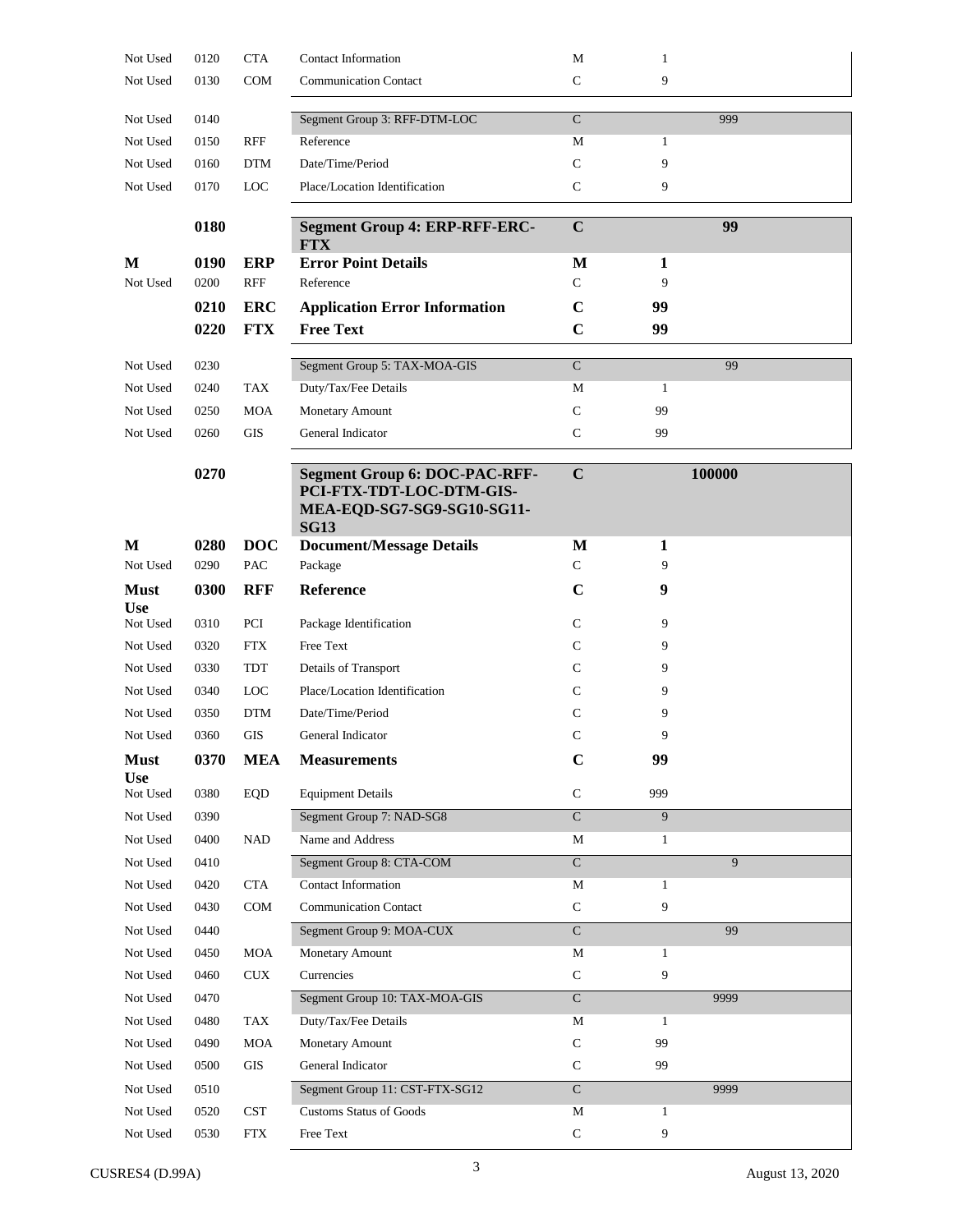| | | | | | | |
|---|---|---|---|---|---|---|
| Not Used | 0120 | CTA | Contact Information | M | 1 | |
| Not Used | 0130 | COM | Communication Contact | C | 9 | |
| Not Used | 0140 | | Segment Group 3: RFF-DTM-LOC | C | | 999 |
| Not Used | 0150 | RFF | Reference | M | 1 | |
| Not Used | 0160 | DTM | Date/Time/Period | C | 9 | |
| Not Used | 0170 | LOC | Place/Location Identification | C | 9 | |
| | **0180** | | **Segment Group 4: ERP-RFF-ERC-FTX** | **C** | | **99** |
| **M** | **0190** | **ERP** | **Error Point Details** | **M** | **1** | |
| Not Used | 0200 | RFF | Reference | C | 9 | |
| | **0210** | **ERC** | **Application Error Information** | **C** | **99** | |
| | **0220** | **FTX** | **Free Text** | **C** | **99** | |
| Not Used | 0230 | | Segment Group 5: TAX-MOA-GIS | C | | 99 |
| Not Used | 0240 | TAX | Duty/Tax/Fee Details | M | 1 | |
| Not Used | 0250 | MOA | Monetary Amount | C | 99 | |
| Not Used | 0260 | GIS | General Indicator | C | 99 | |
| | **0270** | | **Segment Group 6: DOC-PAC-RFF-PCI-FTX-TDT-LOC-DTM-GIS-MEA-EQD-SG7-SG9-SG10-SG11-SG13** | **C** | | **100000** |
| **M** | **0280** | **DOC** | **Document/Message Details** | **M** | **1** | |
| Not Used | 0290 | PAC | Package | C | 9 | |
| **Must Use** | **0300** | **RFF** | **Reference** | **C** | **9** | |
| Not Used | 0310 | PCI | Package Identification | C | 9 | |
| Not Used | 0320 | FTX | Free Text | C | 9 | |
| Not Used | 0330 | TDT | Details of Transport | C | 9 | |
| Not Used | 0340 | LOC | Place/Location Identification | C | 9 | |
| Not Used | 0350 | DTM | Date/Time/Period | C | 9 | |
| Not Used | 0360 | GIS | General Indicator | C | 9 | |
| **Must Use** | **0370** | **MEA** | **Measurements** | **C** | **99** | |
| Not Used | 0380 | EQD | Equipment Details | C | 999 | |
| Not Used | 0390 | | Segment Group 7: NAD-SG8 | C | 9 | |
| Not Used | 0400 | NAD | Name and Address | M | 1 | |
| Not Used | 0410 | | Segment Group 8: CTA-COM | C | | 9 |
| Not Used | 0420 | CTA | Contact Information | M | 1 | |
| Not Used | 0430 | COM | Communication Contact | C | 9 | |
| Not Used | 0440 | | Segment Group 9: MOA-CUX | C | | 99 |
| Not Used | 0450 | MOA | Monetary Amount | M | 1 | |
| Not Used | 0460 | CUX | Currencies | C | 9 | |
| Not Used | 0470 | | Segment Group 10: TAX-MOA-GIS | C | | 9999 |
| Not Used | 0480 | TAX | Duty/Tax/Fee Details | M | 1 | |
| Not Used | 0490 | MOA | Monetary Amount | C | 99 | |
| Not Used | 0500 | GIS | General Indicator | C | 99 | |
| Not Used | 0510 | | Segment Group 11: CST-FTX-SG12 | C | | 9999 |
| Not Used | 0520 | CST | Customs Status of Goods | M | 1 | |
| Not Used | 0530 | FTX | Free Text | C | 9 | |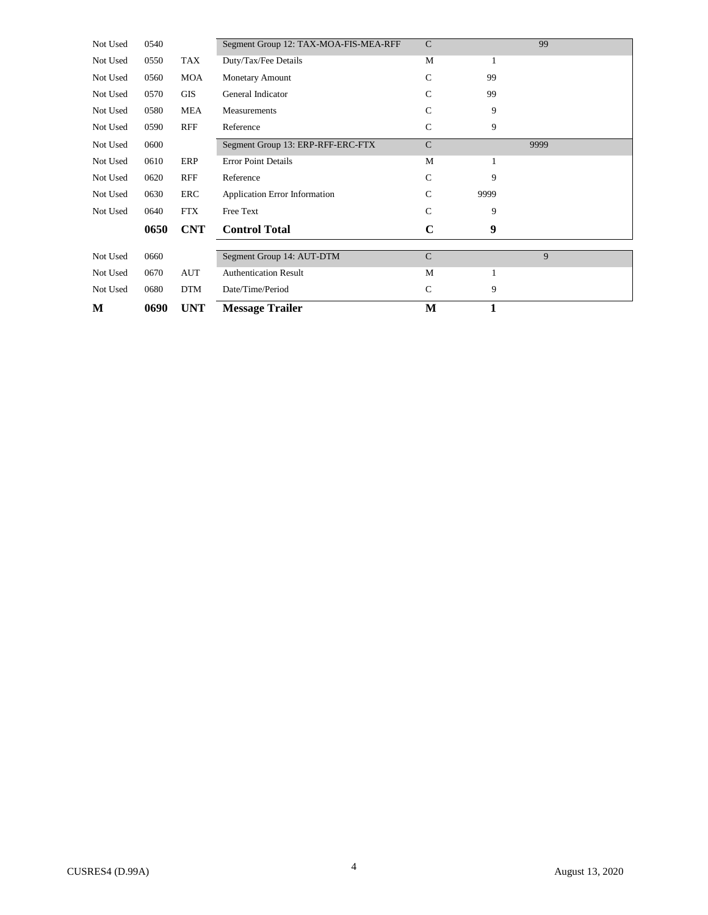| | | | | | | |
|---|---|---|---|---|---|---|
| Not Used | 0540 | | Segment Group 12: TAX-MOA-FIS-MEA-RFF | C | | 99 |
| Not Used | 0550 | TAX | Duty/Tax/Fee Details | M | 1 | |
| Not Used | 0560 | MOA | Monetary Amount | C | 99 | |
| Not Used | 0570 | GIS | General Indicator | C | 99 | |
| Not Used | 0580 | MEA | Measurements | C | 9 | |
| Not Used | 0590 | RFF | Reference | C | 9 | |
| Not Used | 0600 | | Segment Group 13: ERP-RFF-ERC-FTX | C | | 9999 |
| Not Used | 0610 | ERP | Error Point Details | M | 1 | |
| Not Used | 0620 | RFF | Reference | C | 9 | |
| Not Used | 0630 | ERC | Application Error Information | C | 9999 | |
| Not Used | 0640 | FTX | Free Text | C | 9 | |
| | **0650** | **CNT** | **Control Total** | **C** | **9** | |
| Not Used | 0660 | | Segment Group 14: AUT-DTM | C | | 9 |
| Not Used | 0670 | AUT | Authentication Result | M | 1 | |
| Not Used | 0680 | DTM | Date/Time/Period | C | 9 | |
| **M** | **0690** | **UNT** | **Message Trailer** | **M** | **1** | |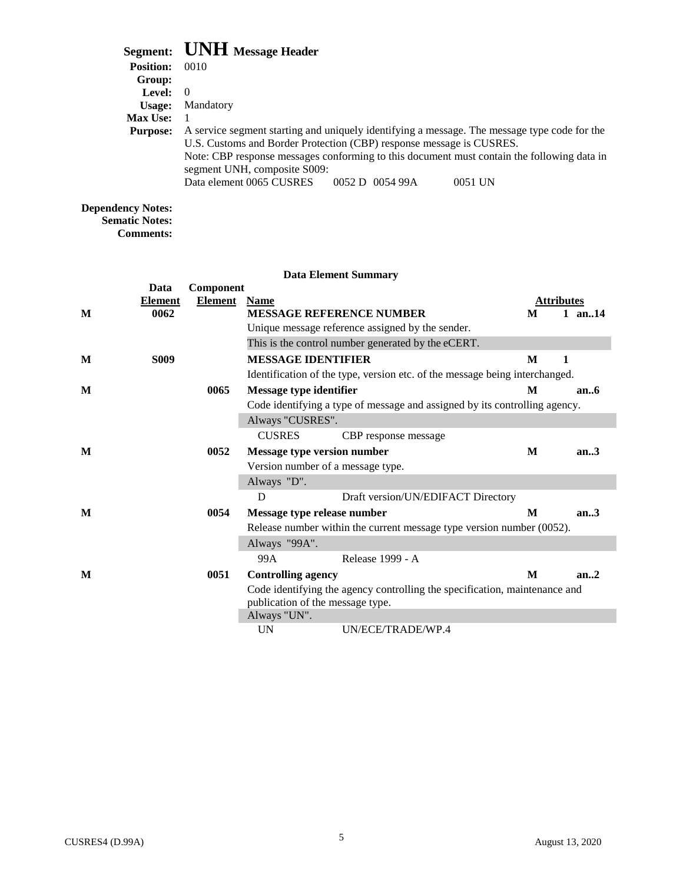**Segment:** **UNH** **Message Header**
**Position:** 0010
**Group:**
**Level:** 0
**Usage:** Mandatory
**Max Use:** 1
**Purpose:** A service segment starting and uniquely identifying a message. The message type code for the U.S. Customs and Border Protection (CBP) response message is CUSRES.
Note: CBP response messages conforming to this document must contain the following data in segment UNH, composite S009:
Data element 0065 CUSRES 0052 D 0054 99A 0051 UN

**Dependency Notes:**
**Sematic Notes:**
**Comments:**

**Data Element Summary**

| | Data Element | Component Element | Name | Attributes | | |
|---|---|---|---|---|---|---|
| **M** | **0062** | | **MESSAGE REFERENCE NUMBER** | **M** | **1** | **an..14** |
| | | | Unique message reference assigned by the sender. | | | |
| | | | This is the control number generated by the eCERT. | | | |
| **M** | **S009** | | **MESSAGE IDENTIFIER** | **M** | **1** | |
| | | | Identification of the type, version etc. of the message being interchanged. | | | |
| **M** | | **0065** | **Message type identifier** | **M** | | **an..6** |
| | | | Code identifying a type of message and assigned by its controlling agency. | | | |
| | | | Always "CUSRES". | | | |
| | | | CUSRES — CBP response message | | | |
| **M** | | **0052** | **Message type version number** | **M** | | **an..3** |
| | | | Version number of a message type. | | | |
| | | | Always "D". | | | |
| | | | D — Draft version/UN/EDIFACT Directory | | | |
| **M** | | **0054** | **Message type release number** | **M** | | **an..3** |
| | | | Release number within the current message type version number (0052). | | | |
| | | | Always "99A". | | | |
| | | | 99A — Release 1999 - A | | | |
| **M** | | **0051** | **Controlling agency** | **M** | | **an..2** |
| | | | Code identifying the agency controlling the specification, maintenance and publication of the message type. | | | |
| | | | Always "UN". | | | |
| | | | UN — UN/ECE/TRADE/WP.4 | | | |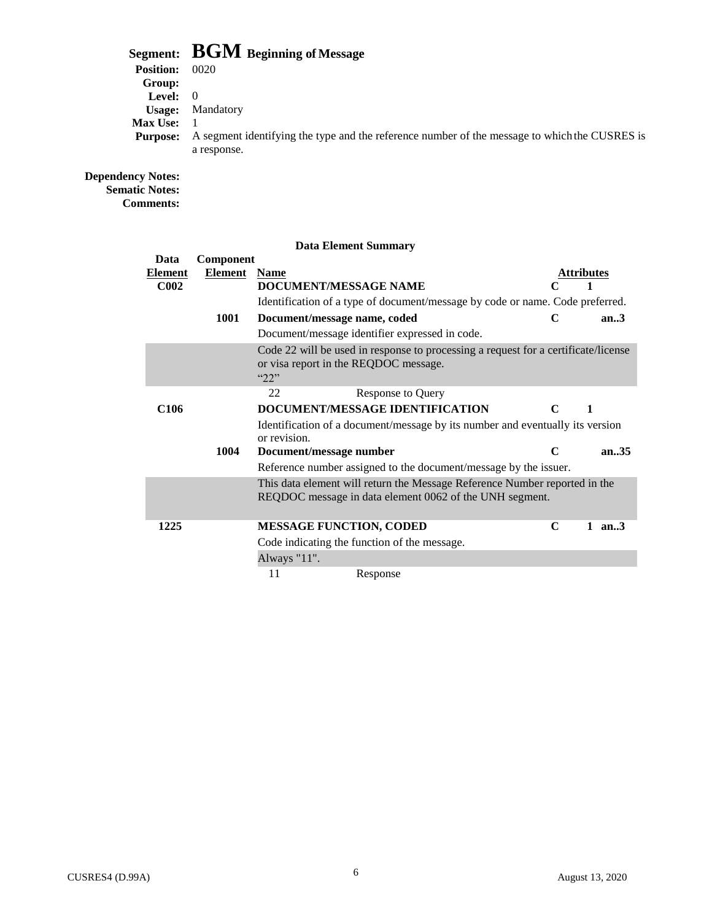# Segment: BGM Beginning of Message

**Position:** 0020
**Group:**
**Level:** 0
**Usage:** Mandatory
**Max Use:** 1
**Purpose:** A segment identifying the type and the reference number of the message to which the CUSRES is a response.

**Dependency Notes:**
**Sematic Notes:**
**Comments:**

**Data Element Summary**

| Data Element | Component Element | Name | Attributes | |
|---|---|---|---|---|
| **C002** | | **DOCUMENT/MESSAGE NAME** | **C** | **1** |
| | | Identification of a type of document/message by code or name. Code preferred. | | |
| | **1001** | **Document/message name, coded** | **C** | **an..3** |
| | | Document/message identifier expressed in code. | | |
| | | Code 22 will be used in response to processing a request for a certificate/license or visa report in the REQDOC message.<br>"22" | | |
| | | 22 Response to Query | | |
| **C106** | | **DOCUMENT/MESSAGE IDENTIFICATION** | **C** | **1** |
| | | Identification of a document/message by its number and eventually its version or revision. | | |
| | **1004** | **Document/message number** | **C** | **an..35** |
| | | Reference number assigned to the document/message by the issuer. | | |
| | | This data element will return the Message Reference Number reported in the REQDOC message in data element 0062 of the UNH segment. | | |
| **1225** | | **MESSAGE FUNCTION, CODED** | **C** | **1 an..3** |
| | | Code indicating the function of the message. | | |
| | | Always "11". | | |
| | | 11 Response | | |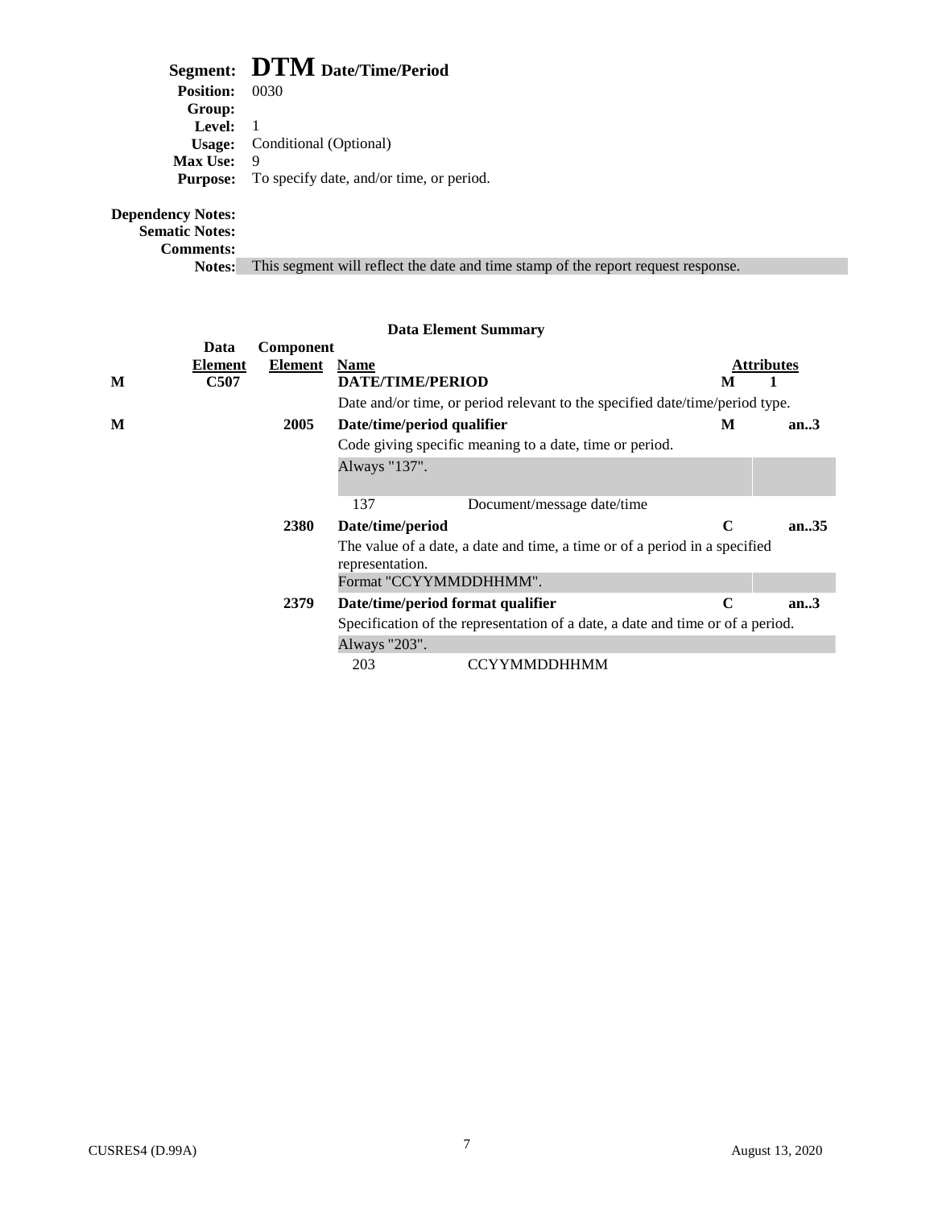**Segment:** **DTM Date/Time/Period**
**Position:** 0030
**Group:**
**Level:** 1
**Usage:** Conditional (Optional)
**Max Use:** 9
**Purpose:** To specify date, and/or time, or period.

**Dependency Notes:**
**Sematic Notes:**
**Comments:**
**Notes:** This segment will reflect the date and time stamp of the report request response.

### Data Element Summary

| | Data Element | Component Element | Name | | Attributes |
|---|---|---|---|---|---|
| **M** | **C507** | | **DATE/TIME/PERIOD** | **M** | **1** |
| | | | Date and/or time, or period relevant to the specified date/time/period type. | | |
| **M** | | **2005** | **Date/time/period qualifier** | **M** | **an..3** |
| | | | Code giving specific meaning to a date, time or period. | | |
| | | | Always "137". | | |
| | | | 137 — Document/message date/time | | |
| | | **2380** | **Date/time/period** | **C** | **an..35** |
| | | | The value of a date, a date and time, a time or of a period in a specified representation. | | |
| | | | Format "CCYYMMDDHHMM". | | |
| | | **2379** | **Date/time/period format qualifier** | **C** | **an..3** |
| | | | Specification of the representation of a date, a date and time or of a period. | | |
| | | | Always "203". | | |
| | | | 203 — CCYYMMDDHHMM | | |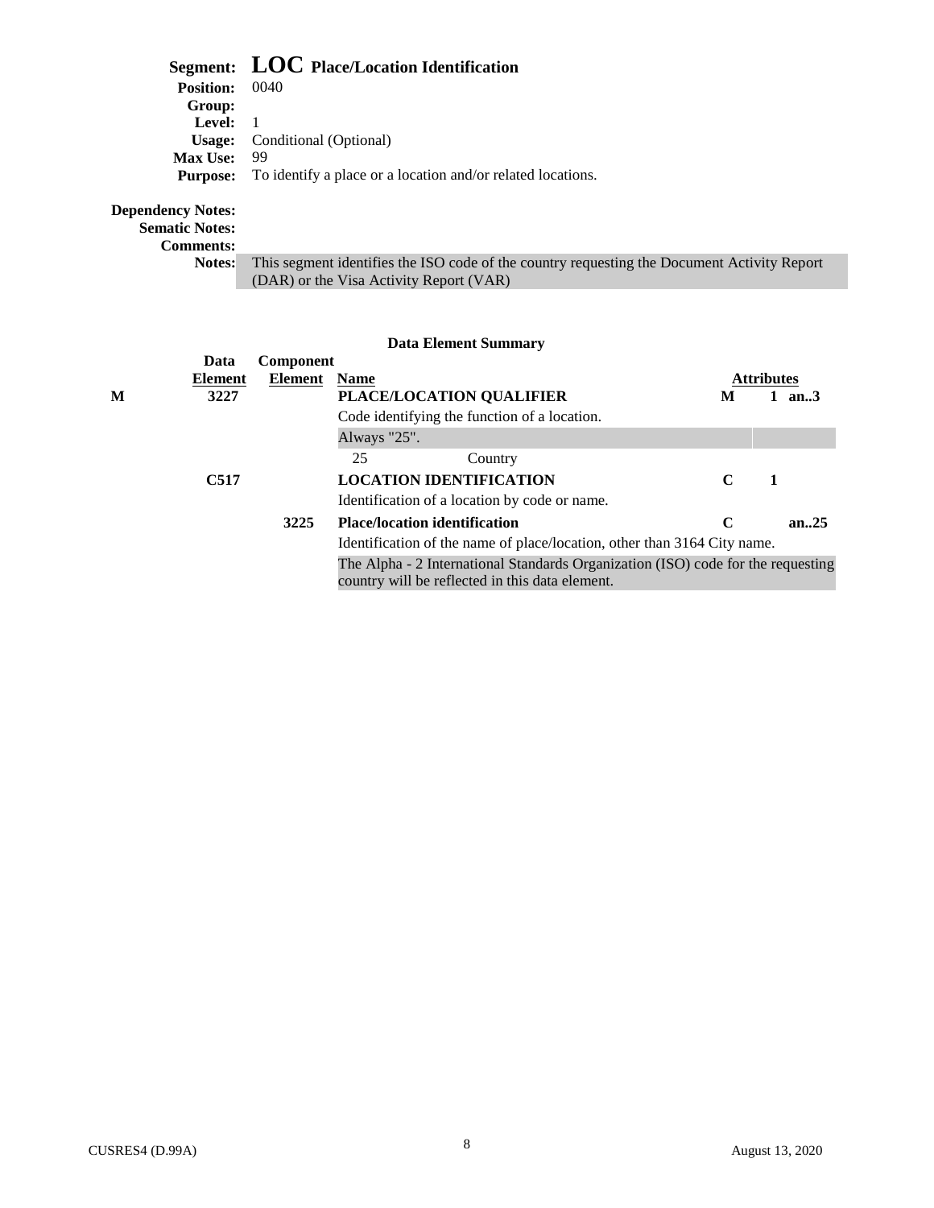**Segment:** **LOC Place/Location Identification**
**Position:** 0040
**Group:**
**Level:** 1
**Usage:** Conditional (Optional)
**Max Use:** 99
**Purpose:** To identify a place or a location and/or related locations.

**Dependency Notes:**
**Sematic Notes:**
**Comments:**
**Notes:** This segment identifies the ISO code of the country requesting the Document Activity Report (DAR) or the Visa Activity Report (VAR)

**Data Element Summary**

| | Data Element | Component Element | Name | | Attributes | |
|---|---|---|---|---|---|---|
| M | 3227 | | **PLACE/LOCATION QUALIFIER** | M | 1 | an..3 |
| | | | Code identifying the function of a location. | | | |
| | | | Always "25". | | | |
| | | | 25 Country | | | |
| | C517 | | **LOCATION IDENTIFICATION** | C | 1 | |
| | | | Identification of a location by code or name. | | | |
| | | 3225 | **Place/location identification** | C | | an..25 |
| | | | Identification of the name of place/location, other than 3164 City name. | | | |
| | | | The Alpha - 2 International Standards Organization (ISO) code for the requesting country will be reflected in this data element. | | | |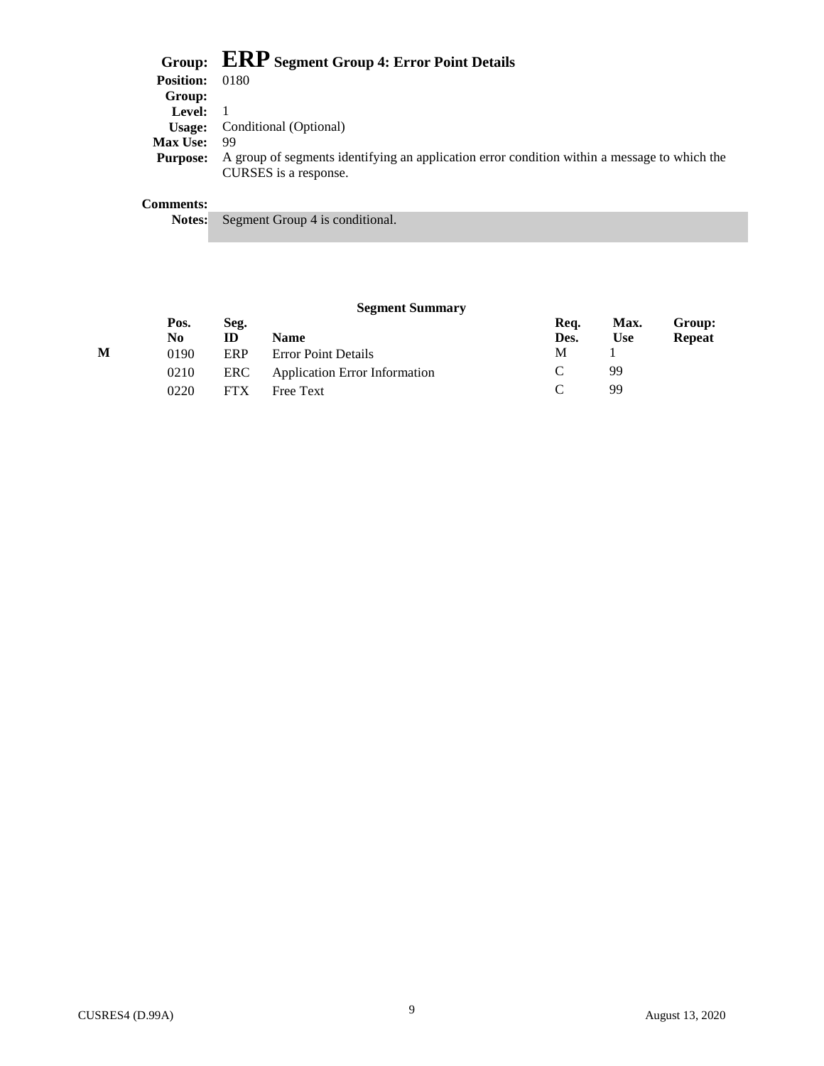# Group: ERP Segment Group 4: Error Point Details

**Position:** 0180
**Group:**
**Level:** 1
**Usage:** Conditional (Optional)
**Max Use:** 99
**Purpose:** A group of segments identifying an application error condition within a message to which the CURSES is a response.

**Comments:**
**Notes:** Segment Group 4 is conditional.

**Segment Summary**

| | Pos. No | Seg. ID | Name | Req. Des. | Max. Use | Group: Repeat |
|---|---|---|---|---|---|---|
| M | 0190 | ERP | Error Point Details | M | 1 | |
| | 0210 | ERC | Application Error Information | C | 99 | |
| | 0220 | FTX | Free Text | C | 99 | |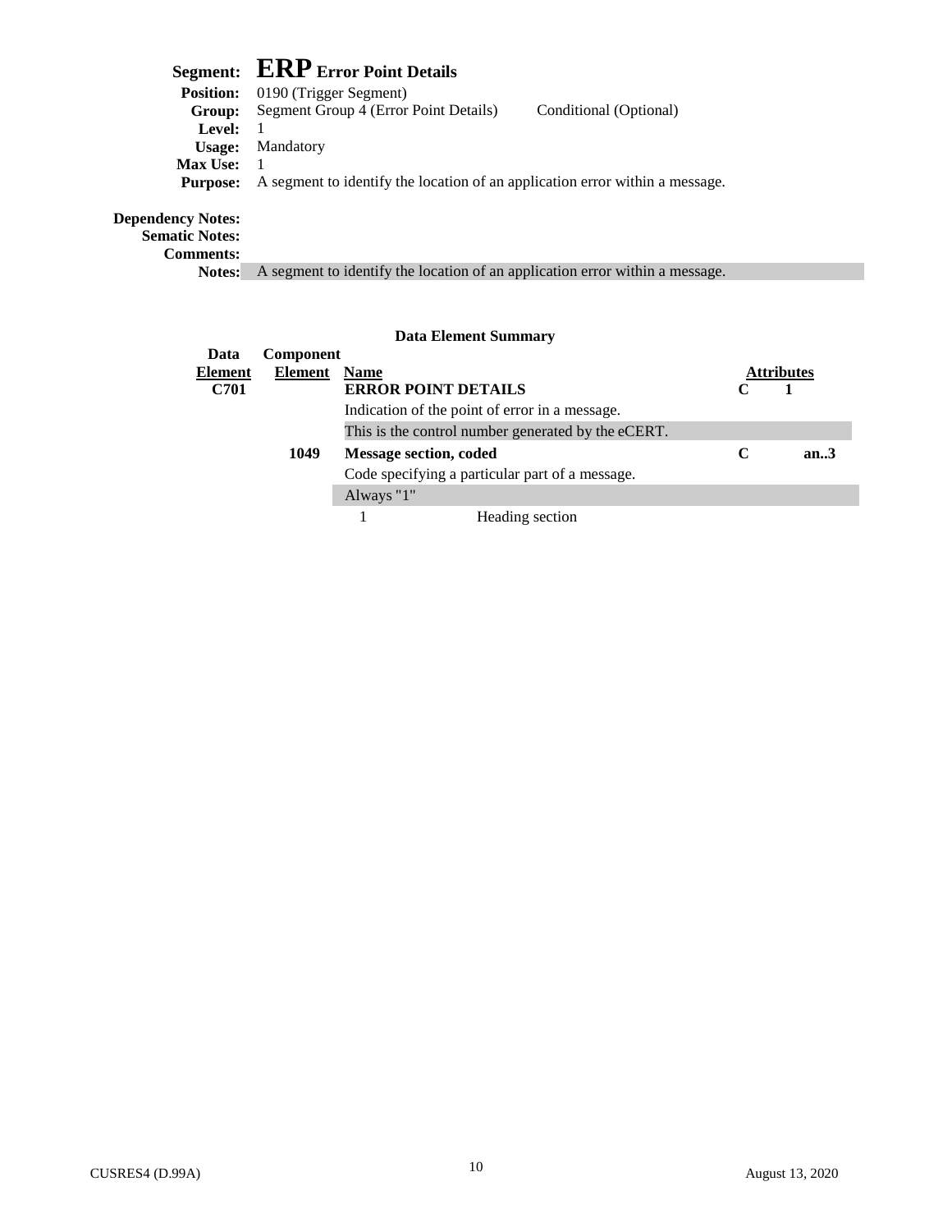# Segment: ERP Error Point Details

**Position:** 0190 (Trigger Segment)
**Group:** Segment Group 4 (Error Point Details) Conditional (Optional)
**Level:** 1
**Usage:** Mandatory
**Max Use:** 1
**Purpose:** A segment to identify the location of an application error within a message.

**Dependency Notes:**
**Sematic Notes:**
**Comments:**
**Notes:** A segment to identify the location of an application error within a message.

### Data Element Summary

| Data Element | Component Element | Name | Attributes | |
|---|---|---|---|---|
| **C701** | | **ERROR POINT DETAILS** | **C** | **1** |
| | | Indication of the point of error in a message. | | |
| | | This is the control number generated by the eCERT. | | |
| | **1049** | **Message section, coded** | **C** | **an..3** |
| | | Code specifying a particular part of a message. | | |
| | | Always "1" | | |
| | | 1 Heading section | | |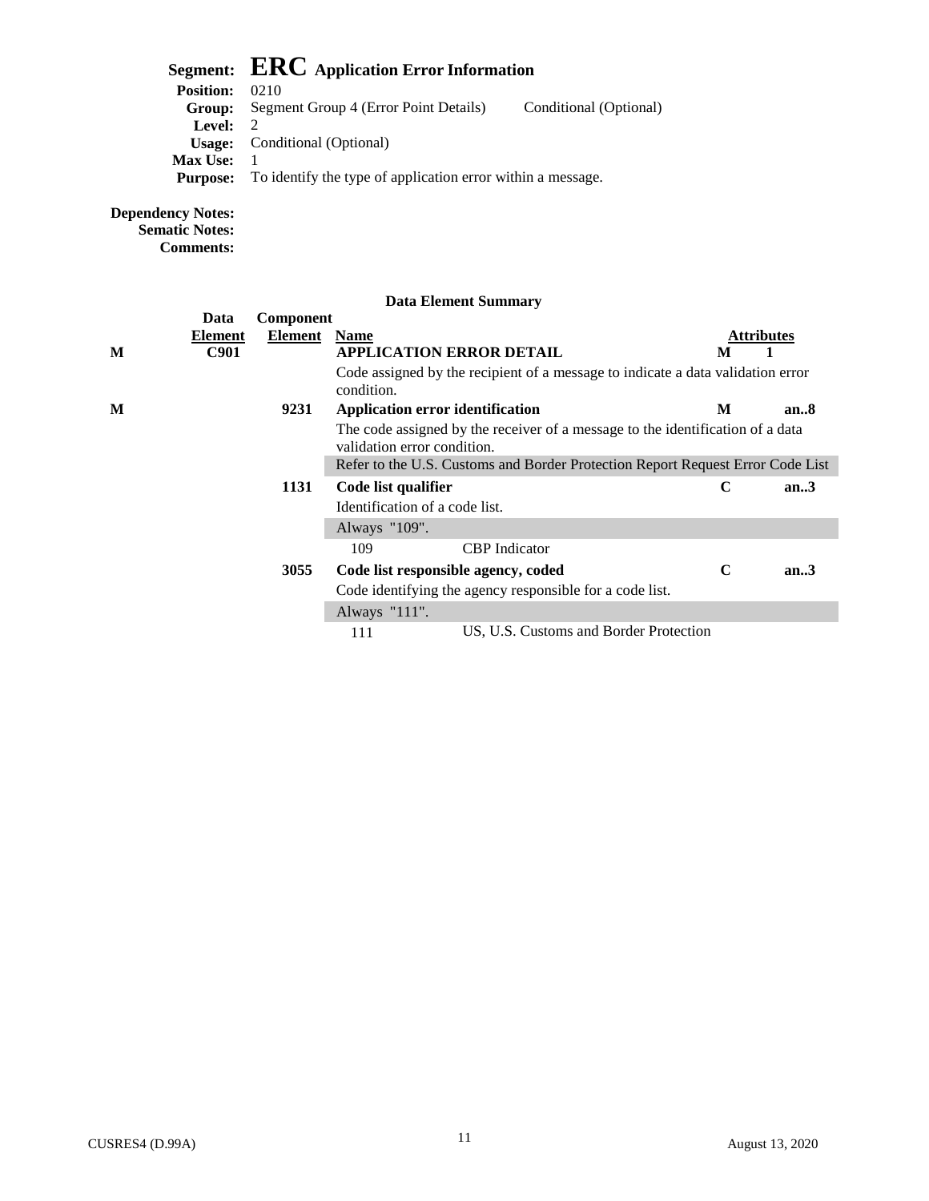# Segment: ERC Application Error Information

**Position:** 0210
**Group:** Segment Group 4 (Error Point Details) Conditional (Optional)
**Level:** 2
**Usage:** Conditional (Optional)
**Max Use:** 1
**Purpose:** To identify the type of application error within a message.

**Dependency Notes:**
**Sematic Notes:**
**Comments:**

## Data Element Summary

| | Data Element | Component Element | Name | Attributes | |
|---|---|---|---|---|---|
| M | C901 | | **APPLICATION ERROR DETAIL** | M | 1 |
| | | | Code assigned by the recipient of a message to indicate a data validation error condition. | | |
| M | | 9231 | **Application error identification** | M | an..8 |
| | | | The code assigned by the receiver of a message to the identification of a data validation error condition. | | |
| | | | Refer to the U.S. Customs and Border Protection Report Request Error Code List | | |
| | | 1131 | **Code list qualifier** | C | an..3 |
| | | | Identification of a code list. | | |
| | | | Always "109". | | |
| | | | 109 CBP Indicator | | |
| | | 3055 | **Code list responsible agency, coded** | C | an..3 |
| | | | Code identifying the agency responsible for a code list. | | |
| | | | Always "111". | | |
| | | | 111 US, U.S. Customs and Border Protection | | |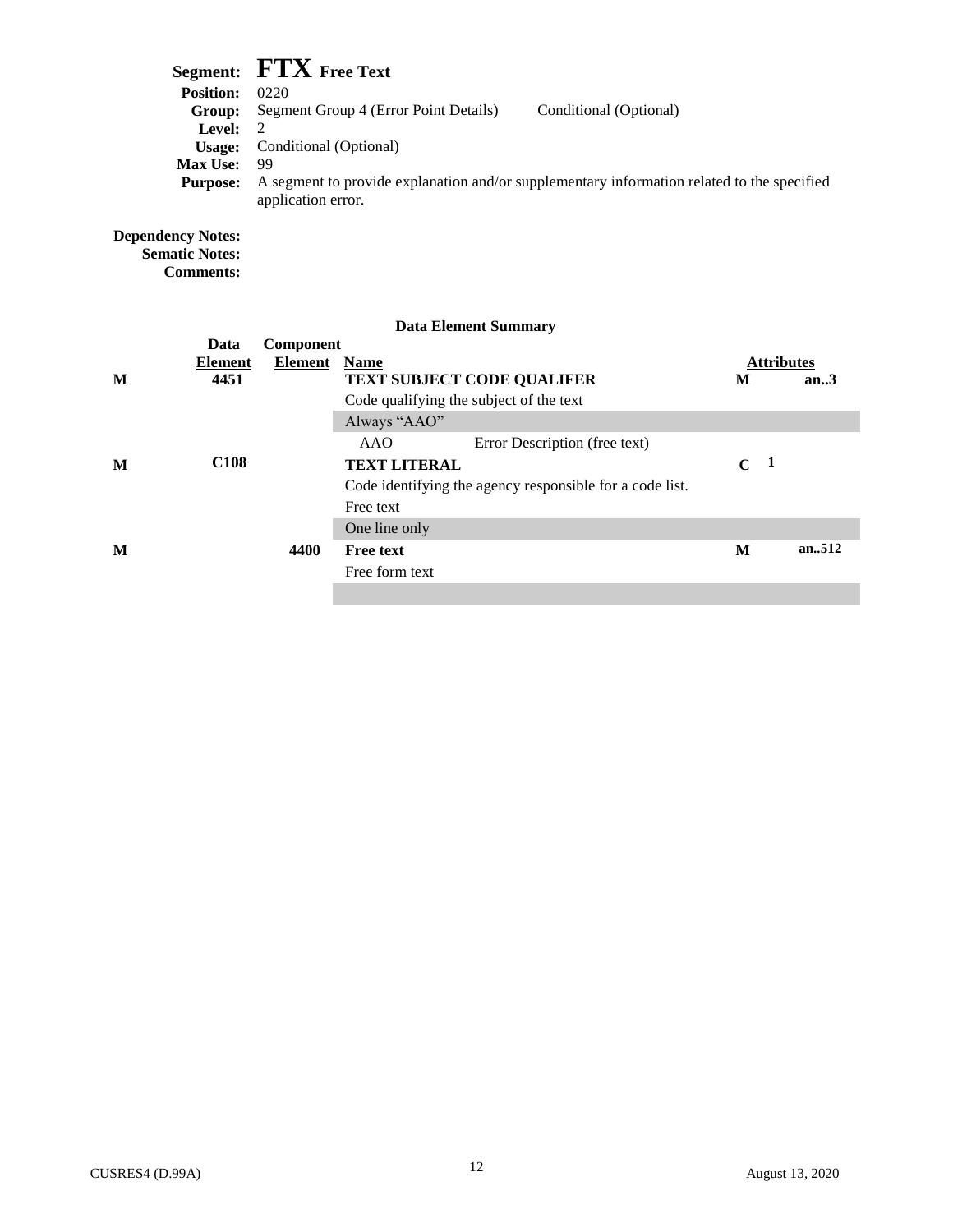**Segment:** **FTX Free Text**
**Position:** 0220
**Group:** Segment Group 4 (Error Point Details) Conditional (Optional)
**Level:** 2
**Usage:** Conditional (Optional)
**Max Use:** 99
**Purpose:** A segment to provide explanation and/or supplementary information related to the specified application error.

**Dependency Notes:**
**Sematic Notes:**
**Comments:**

**Data Element Summary**

| | Data Element | Component Element | Name | Attributes | | |
|---|---|---|---|---|---|---|
| **M** | **4451** | | **TEXT SUBJECT CODE QUALIFER** | **M** | | **an..3** |
| | | | Code qualifying the subject of the text | | | |
| | | | Always "AAO" | | | |
| | | | AAO Error Description (free text) | | | |
| **M** | **C108** | | **TEXT LITERAL** | **C** | **1** | |
| | | | Code identifying the agency responsible for a code list. | | | |
| | | | Free text | | | |
| | | | One line only | | | |
| **M** | | **4400** | **Free text** | **M** | | **an..512** |
| | | | Free form text | | | |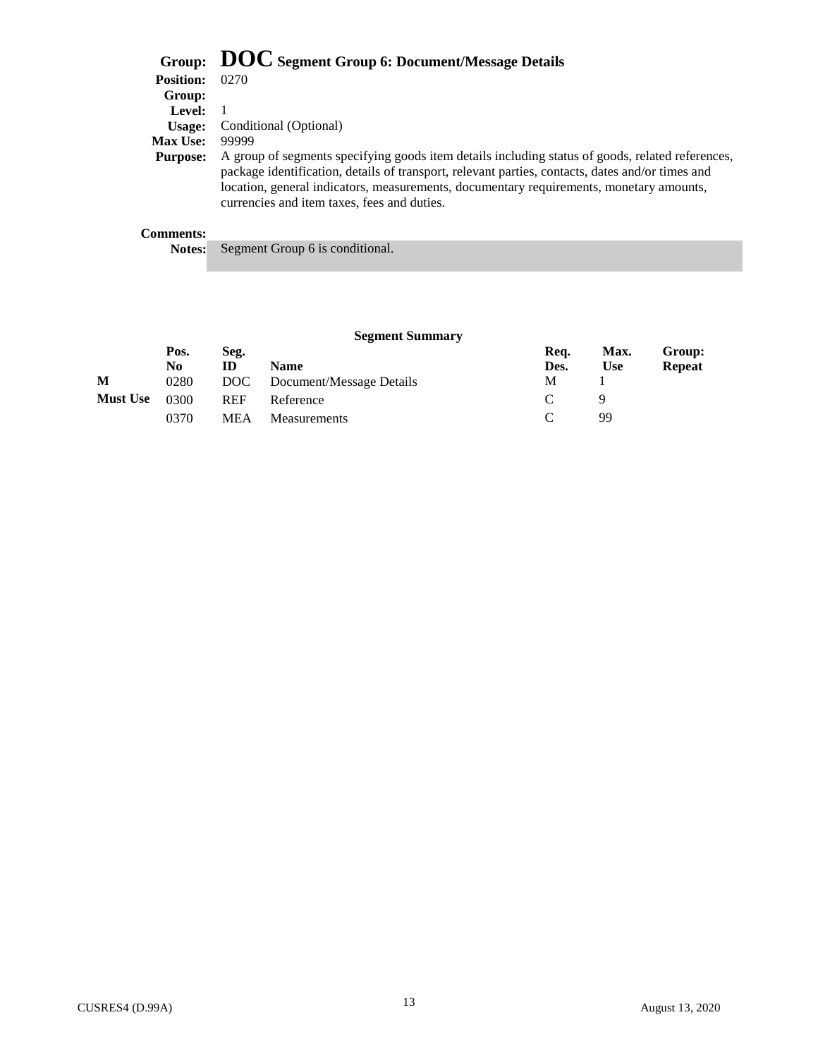## Group: DOC Segment Group 6: Document/Message Details

**Position:** 0270
**Group:**
**Level:** 1
**Usage:** Conditional (Optional)
**Max Use:** 99999
**Purpose:** A group of segments specifying goods item details including status of goods, related references, package identification, details of transport, relevant parties, contacts, dates and/or times and location, general indicators, measurements, documentary requirements, monetary amounts, currencies and item taxes, fees and duties.

**Comments:**
**Notes:** Segment Group 6 is conditional.

**Segment Summary**

| | Pos. No | Seg. ID | Name | Req. Des. | Max. Use | Group: Repeat |
|---|---|---|---|---|---|---|
| **M** | 0280 | DOC | Document/Message Details | M | 1 | |
| **Must Use** | 0300 | REF | Reference | C | 9 | |
| | 0370 | MEA | Measurements | C | 99 | |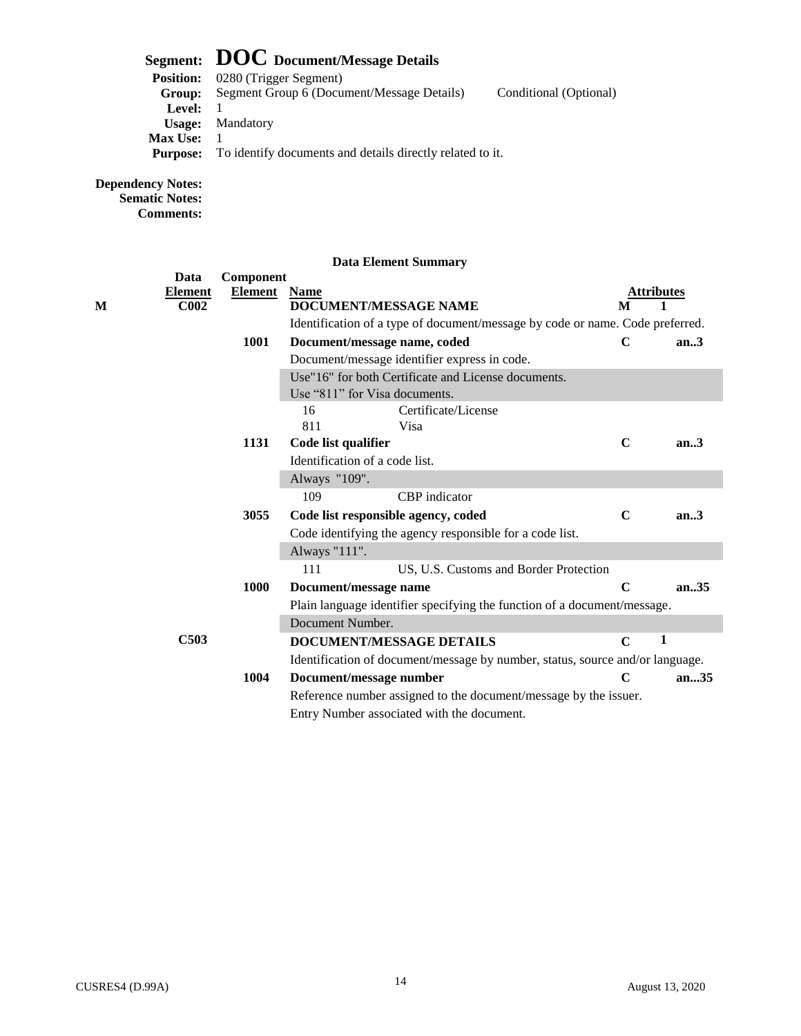# Segment: DOC Document/Message Details

**Position:** 0280 (Trigger Segment)
**Group:** Segment Group 6 (Document/Message Details) Conditional (Optional)
**Level:** 1
**Usage:** Mandatory
**Max Use:** 1
**Purpose:** To identify documents and details directly related to it.

**Dependency Notes:**
**Sematic Notes:**
**Comments:**

## Data Element Summary

| | Data Element | Component Element | Name | Attributes | |
|---|---|---|---|---|---|
| M | C002 | | **DOCUMENT/MESSAGE NAME** | M | 1 |
| | | | Identification of a type of document/message by code or name. Code preferred. | | |
| | | 1001 | **Document/message name, coded** | C | an..3 |
| | | | Document/message identifier express in code. | | |
| | | | Use"16" for both Certificate and License documents. Use "811" for Visa documents. | | |
| | | | 16 Certificate/License | | |
| | | | 811 Visa | | |
| | | 1131 | **Code list qualifier** | C | an..3 |
| | | | Identification of a code list. | | |
| | | | Always "109". | | |
| | | | 109 CBP indicator | | |
| | | 3055 | **Code list responsible agency, coded** | C | an..3 |
| | | | Code identifying the agency responsible for a code list. | | |
| | | | Always "111". | | |
| | | | 111 US, U.S. Customs and Border Protection | | |
| | | 1000 | **Document/message name** | C | an..35 |
| | | | Plain language identifier specifying the function of a document/message. | | |
| | | | Document Number. | | |
| | C503 | | **DOCUMENT/MESSAGE DETAILS** | C | 1 |
| | | | Identification of document/message by number, status, source and/or language. | | |
| | | 1004 | **Document/message number** | C | an...35 |
| | | | Reference number assigned to the document/message by the issuer. | | |
| | | | Entry Number associated with the document. | | |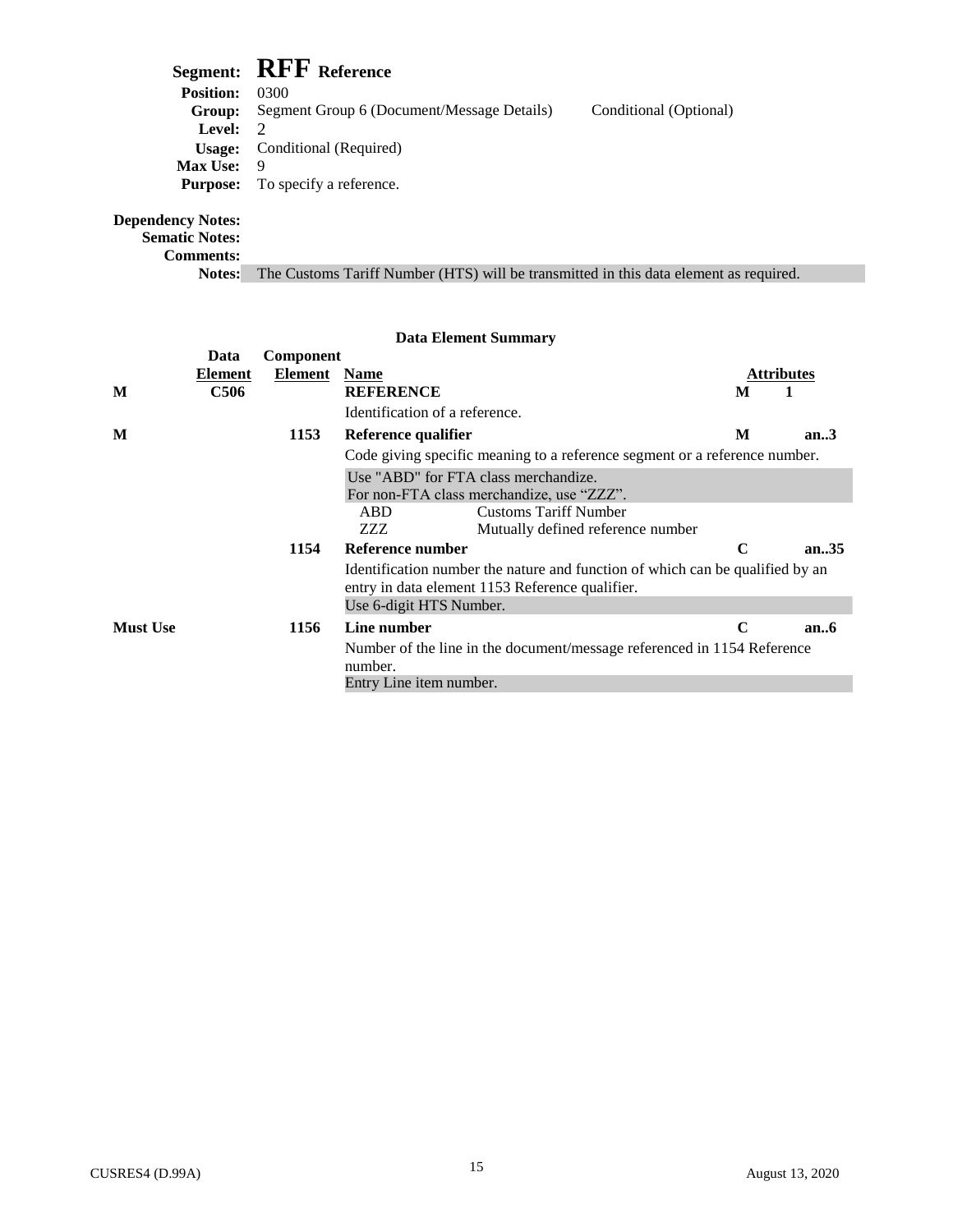# Segment: RFF Reference

**Position:** 0300
**Group:** Segment Group 6 (Document/Message Details) Conditional (Optional)
**Level:** 2
**Usage:** Conditional (Required)
**Max Use:** 9
**Purpose:** To specify a reference.

**Dependency Notes:**
**Sematic Notes:**
**Comments:**
**Notes:** The Customs Tariff Number (HTS) will be transmitted in this data element as required.

## Data Element Summary

| | Data Element | Component Element | Name | Attributes | |
|---|---|---|---|---|---|
| **M** | **C506** | | **REFERENCE**<br>Identification of a reference. | **M** | **1** |
| **M** | | **1153** | **Reference qualifier**<br>Code giving specific meaning to a reference segment or a reference number.<br>Use "ABD" for FTA class merchandize.<br>For non-FTA class merchandize, use "ZZZ".<br>ABD Customs Tariff Number<br>ZZZ Mutually defined reference number | **M** | **an..3** |
| | | **1154** | **Reference number**<br>Identification number the nature and function of which can be qualified by an entry in data element 1153 Reference qualifier.<br>Use 6-digit HTS Number. | **C** | **an..35** |
| **Must Use** | | **1156** | **Line number**<br>Number of the line in the document/message referenced in 1154 Reference number.<br>Entry Line item number. | **C** | **an..6** |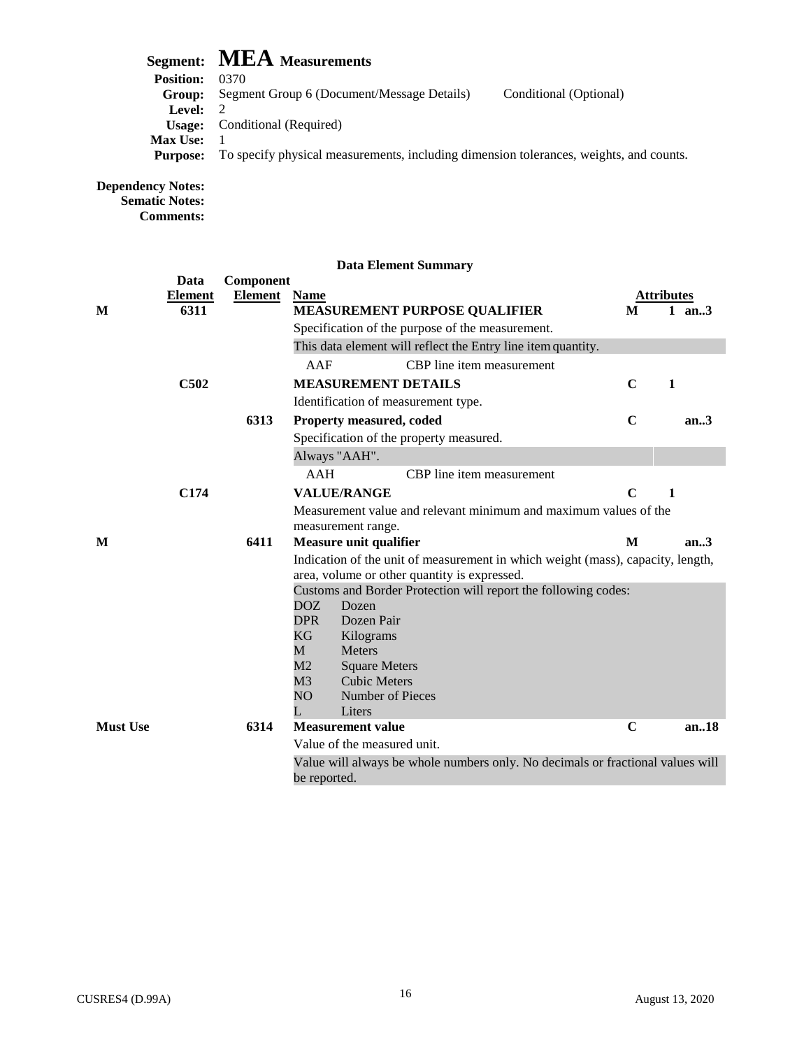# Segment: MEA Measurements

**Position:** 0370
**Group:** Segment Group 6 (Document/Message Details) Conditional (Optional)
**Level:** 2
**Usage:** Conditional (Required)
**Max Use:** 1
**Purpose:** To specify physical measurements, including dimension tolerances, weights, and counts.

**Dependency Notes:**
**Sematic Notes:**
**Comments:**

## Data Element Summary

| | Data Element | Component Element | Name | Attributes | | |
|---|---|---|---|---|---|---|
| M | 6311 | | **MEASUREMENT PURPOSE QUALIFIER** | M | 1 | an..3 |
| | | | Specification of the purpose of the measurement. | | | |
| | | | This data element will reflect the Entry line item quantity. | | | |
| | | | AAF CBP line item measurement | | | |
| | C502 | | **MEASUREMENT DETAILS** | C | 1 | |
| | | | Identification of measurement type. | | | |
| | | 6313 | **Property measured, coded** | C | | an..3 |
| | | | Specification of the property measured. | | | |
| | | | Always "AAH". | | | |
| | | | AAH CBP line item measurement | | | |
| | C174 | | **VALUE/RANGE** | C | 1 | |
| | | | Measurement value and relevant minimum and maximum values of the measurement range. | | | |
| M | | 6411 | **Measure unit qualifier** | M | | an..3 |
| | | | Indication of the unit of measurement in which weight (mass), capacity, length, area, volume or other quantity is expressed. | | | |
| | | | Customs and Border Protection will report the following codes:<br>DOZ Dozen<br>DPR Dozen Pair<br>KG Kilograms<br>M Meters<br>M2 Square Meters<br>M3 Cubic Meters<br>NO Number of Pieces<br>L Liters | | | |
| Must Use | | 6314 | **Measurement value** | C | | an..18 |
| | | | Value of the measured unit. | | | |
| | | | Value will always be whole numbers only. No decimals or fractional values will be reported. | | | |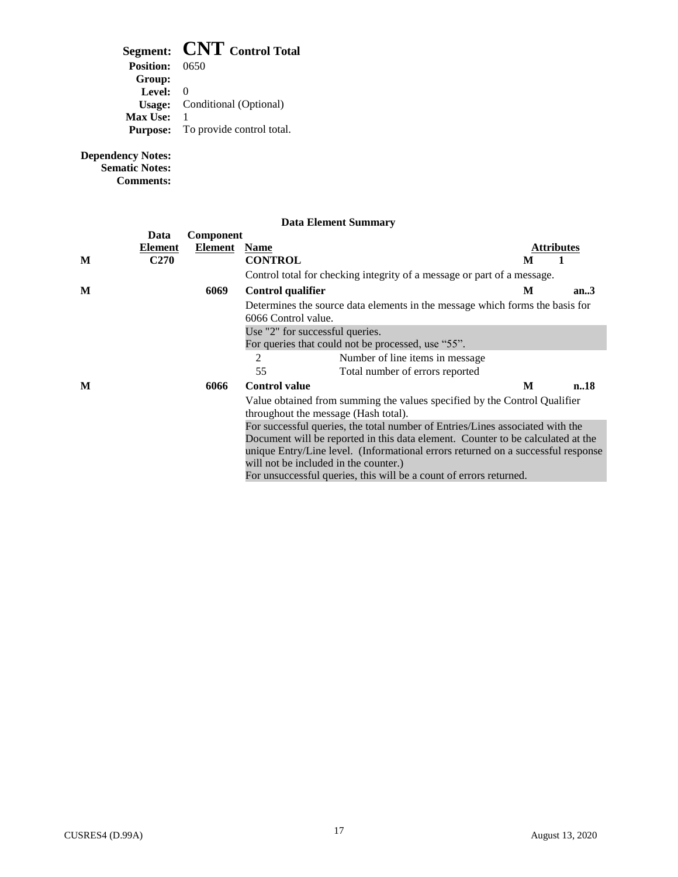**Segment:** **CNT Control Total**
**Position:** 0650
**Group:**
**Level:** 0
**Usage:** Conditional (Optional)
**Max Use:** 1
**Purpose:** To provide control total.

**Dependency Notes:**
**Sematic Notes:**
**Comments:**

**Data Element Summary**

| | Data Element | Component Element | Name | Attributes | |
|---|---|---|---|---|---|
| **M** | **C270** | | **CONTROL** | **M** | **1** |
| | | | Control total for checking integrity of a message or part of a message. | | |
| **M** | | **6069** | **Control qualifier** | **M** | **an..3** |
| | | | Determines the source data elements in the message which forms the basis for 6066 Control value. | | |
| | | | Use "2" for successful queries.<br>For queries that could not be processed, use "55". | | |
| | | | 2 Number of line items in message | | |
| | | | 55 Total number of errors reported | | |
| **M** | | **6066** | **Control value** | **M** | **n..18** |
| | | | Value obtained from summing the values specified by the Control Qualifier throughout the message (Hash total). | | |
| | | | For successful queries, the total number of Entries/Lines associated with the Document will be reported in this data element. Counter to be calculated at the unique Entry/Line level. (Informational errors returned on a successful response will not be included in the counter.)<br>For unsuccessful queries, this will be a count of errors returned. | | |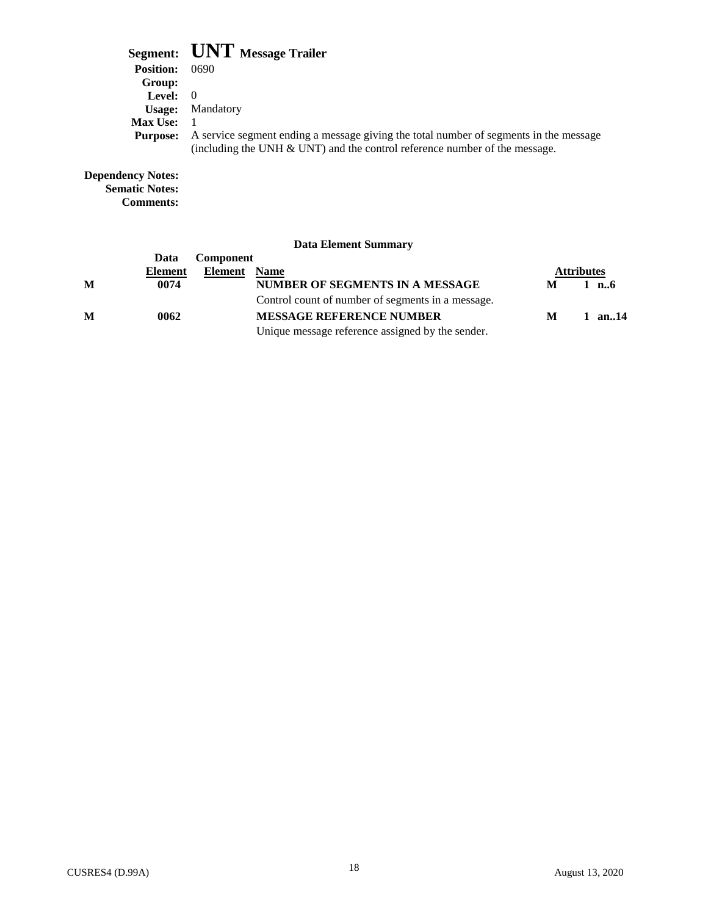**Segment:** **UNT** **Message Trailer**
**Position:** 0690
**Group:**
**Level:** 0
**Usage:** Mandatory
**Max Use:** 1
**Purpose:** A service segment ending a message giving the total number of segments in the message (including the UNH & UNT) and the control reference number of the message.

**Dependency Notes:**
**Sematic Notes:**
**Comments:**

### Data Element Summary

| | Data Element | Component Element | Name | Attributes | | |
|---|---|---|---|---|---|---|
| **M** | **0074** | | **NUMBER OF SEGMENTS IN A MESSAGE** | **M** | **1** | **n..6** |
| | | | Control count of number of segments in a message. | | | |
| **M** | **0062** | | **MESSAGE REFERENCE NUMBER** | **M** | **1** | **an..14** |
| | | | Unique message reference assigned by the sender. | | | |